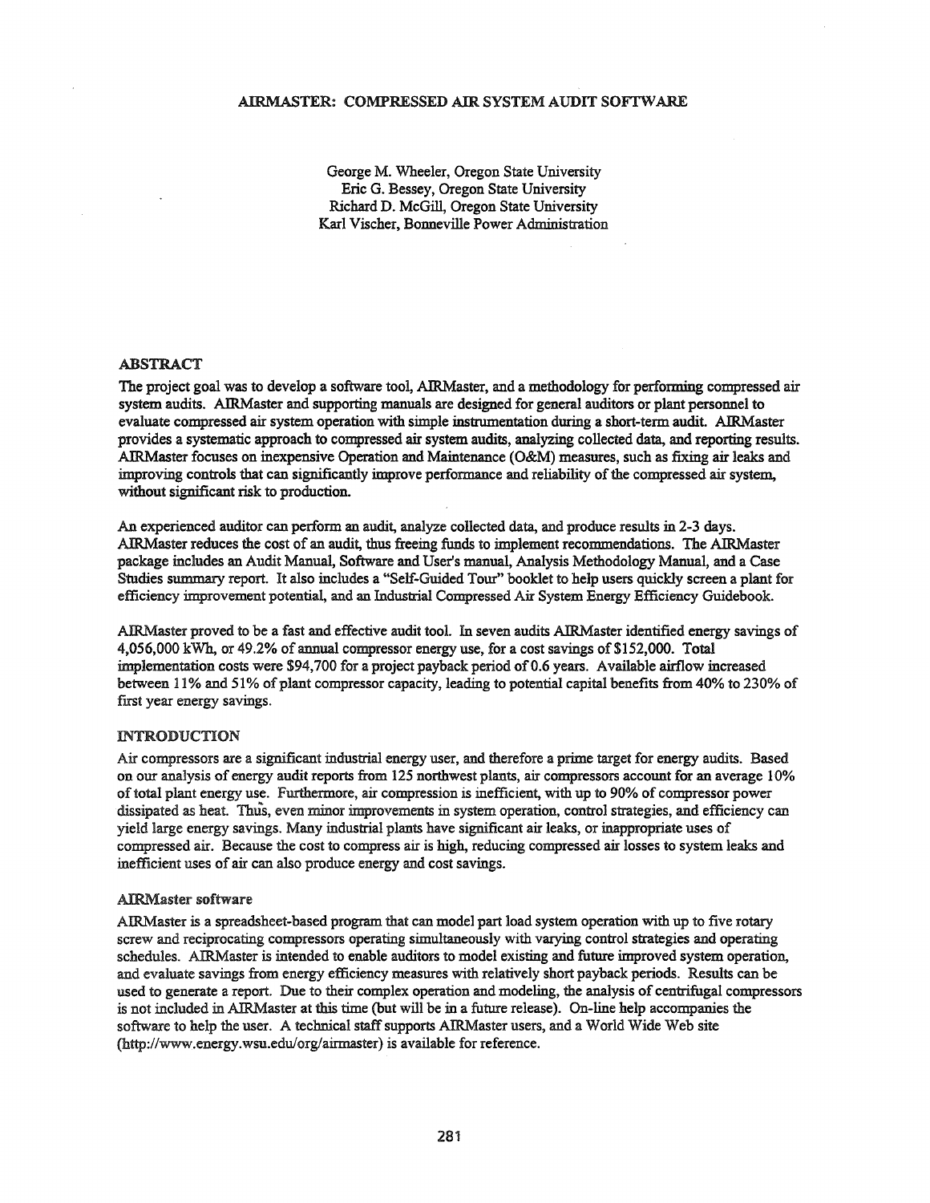# AIRMASTER: COMPRESSED AIR SYSTEM AUDIT SOFTWARE

George M. Wheeler, Oregon State University
Eric G. Bessey, Oregon State University
Richard D. McGill, Oregon State University
Karl Vischer, Bonneville Power Administration

## ABSTRACT

The project goal was to develop a software tool, AIRMaster, and a methodology for performing compressed air system audits. AIRMaster and supporting manuals are designed for general auditors or plant personnel to evaluate compressed air system operation with simple instrumentation during a short-term audit. AIRMaster provides a systematic approach to compressed air system audits, analyzing collected data, and reporting results. AIRMaster focuses on inexpensive Operation and Maintenance (O&M) measures, such as fixing air leaks and improving controls that can significantly improve performance and reliability of the compressed air system, without significant risk to production.

An experienced auditor can perform an audit, analyze collected data, and produce results in 2-3 days. AIRMaster reduces the cost of an audit, thus freeing funds to implement recommendations. The AIRMaster package includes an Audit Manual, Software and User's manual, Analysis Methodology Manual, and a Case Studies summary report. It also includes a "Self-Guided Tour" booklet to help users quickly screen a plant for efficiency improvement potential, and an Industrial Compressed Air System Energy Efficiency Guidebook.

AIRMaster proved to be a fast and effective audit tool. In seven audits AIRMaster identified energy savings of 4,056,000 kWh, or 49.2% of annual compressor energy use, for a cost savings of $152,000. Total implementation costs were $94,700 for a project payback period of 0.6 years. Available airflow increased between 11% and 51% of plant compressor capacity, leading to potential capital benefits from 40% to 230% of first year energy savings.

## INTRODUCTION

Air compressors are a significant industrial energy user, and therefore a prime target for energy audits. Based on our analysis of energy audit reports from 125 northwest plants, air compressors account for an average 10% of total plant energy use. Furthermore, air compression is inefficient, with up to 90% of compressor power dissipated as heat. Thus, even minor improvements in system operation, control strategies, and efficiency can yield large energy savings. Many industrial plants have significant air leaks, or inappropriate uses of compressed air. Because the cost to compress air is high, reducing compressed air losses to system leaks and inefficient uses of air can also produce energy and cost savings.

### AIRMaster software

AIRMaster is a spreadsheet-based program that can model part load system operation with up to five rotary screw and reciprocating compressors operating simultaneously with varying control strategies and operating schedules. AIRMaster is intended to enable auditors to model existing and future improved system operation, and evaluate savings from energy efficiency measures with relatively short payback periods. Results can be used to generate a report. Due to their complex operation and modeling, the analysis of centrifugal compressors is not included in AIRMaster at this time (but will be in a future release). On-line help accompanies the software to help the user. A technical staff supports AIRMaster users, and a World Wide Web site (http://www.energy.wsu.edu/org/airmaster) is available for reference.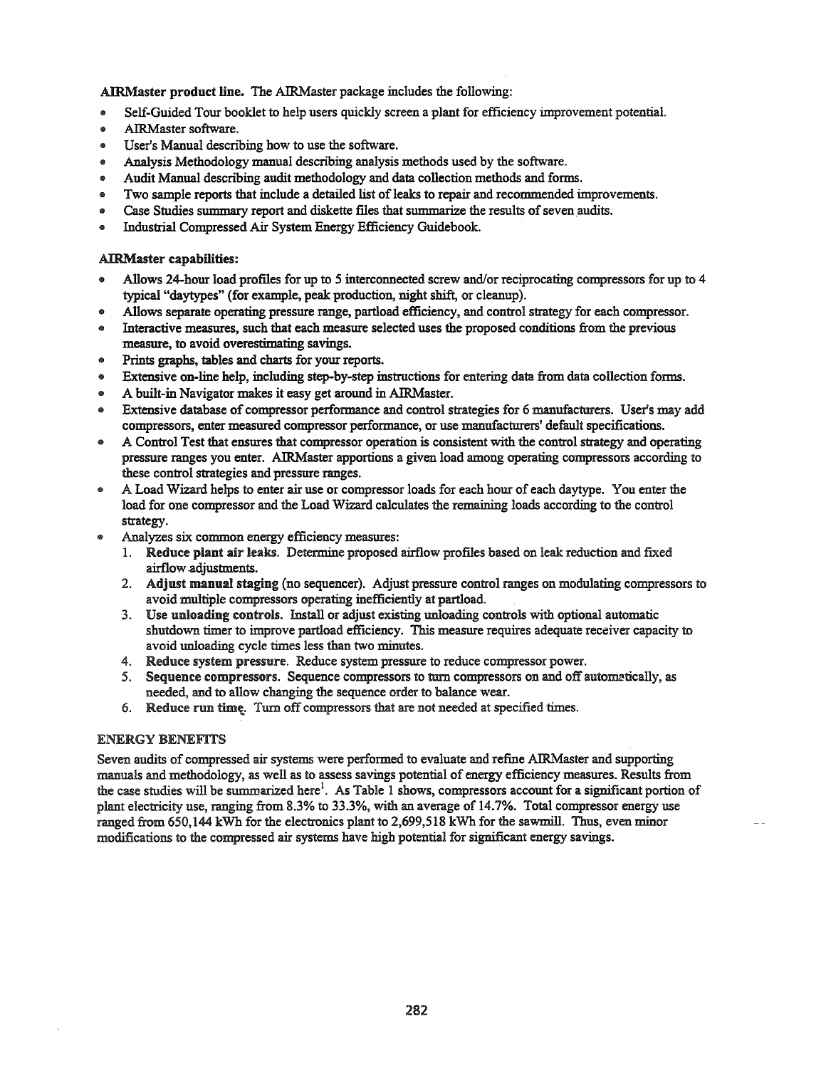**AIRMaster product line.** The AIRMaster package includes the following:

- Self-Guided Tour booklet to help users quickly screen a plant for efficiency improvement potential.
- AIRMaster software.
- User's Manual describing how to use the software.
- Analysis Methodology manual describing analysis methods used by the software.
- Audit Manual describing audit methodology and data collection methods and forms.
- Two sample reports that include a detailed list of leaks to repair and recommended improvements.
- Case Studies summary report and diskette files that summarize the results of seven audits.
- Industrial Compressed Air System Energy Efficiency Guidebook.

**AIRMaster capabilities:**

- Allows 24-hour load profiles for up to 5 interconnected screw and/or reciprocating compressors for up to 4 typical "daytypes" (for example, peak production, night shift, or cleanup).
- Allows separate operating pressure range, partload efficiency, and control strategy for each compressor.
- Interactive measures, such that each measure selected uses the proposed conditions from the previous measure, to avoid overestimating savings.
- Prints graphs, tables and charts for your reports.
- Extensive on-line help, including step-by-step instructions for entering data from data collection forms.
- A built-in Navigator makes it easy get around in AIRMaster.
- Extensive database of compressor performance and control strategies for 6 manufacturers. User's may add compressors, enter measured compressor performance, or use manufacturers' default specifications.
- A Control Test that ensures that compressor operation is consistent with the control strategy and operating pressure ranges you enter. AIRMaster apportions a given load among operating compressors according to these control strategies and pressure ranges.
- A Load Wizard helps to enter air use or compressor loads for each hour of each daytype. You enter the load for one compressor and the Load Wizard calculates the remaining loads according to the control strategy.
- Analyzes six common energy efficiency measures:
  1. **Reduce plant air leaks.** Determine proposed airflow profiles based on leak reduction and fixed airflow adjustments.
  2. **Adjust manual staging** (no sequencer). Adjust pressure control ranges on modulating compressors to avoid multiple compressors operating inefficiently at partload.
  3. **Use unloading controls.** Install or adjust existing unloading controls with optional automatic shutdown timer to improve partload efficiency. This measure requires adequate receiver capacity to avoid unloading cycle times less than two minutes.
  4. **Reduce system pressure.** Reduce system pressure to reduce compressor power.
  5. **Sequence compressors.** Sequence compressors to turn compressors on and off automatically, as needed, and to allow changing the sequence order to balance wear.
  6. **Reduce run time.** Turn off compressors that are not needed at specified times.

## ENERGY BENEFITS

Seven audits of compressed air systems were performed to evaluate and refine AIRMaster and supporting manuals and methodology, as well as to assess savings potential of energy efficiency measures. Results from the case studies will be summarized here[1]. As Table 1 shows, compressors account for a significant portion of plant electricity use, ranging from 8.3% to 33.3%, with an average of 14.7%. Total compressor energy use ranged from 650,144 kWh for the electronics plant to 2,699,518 kWh for the sawmill. Thus, even minor modifications to the compressed air systems have high potential for significant energy savings.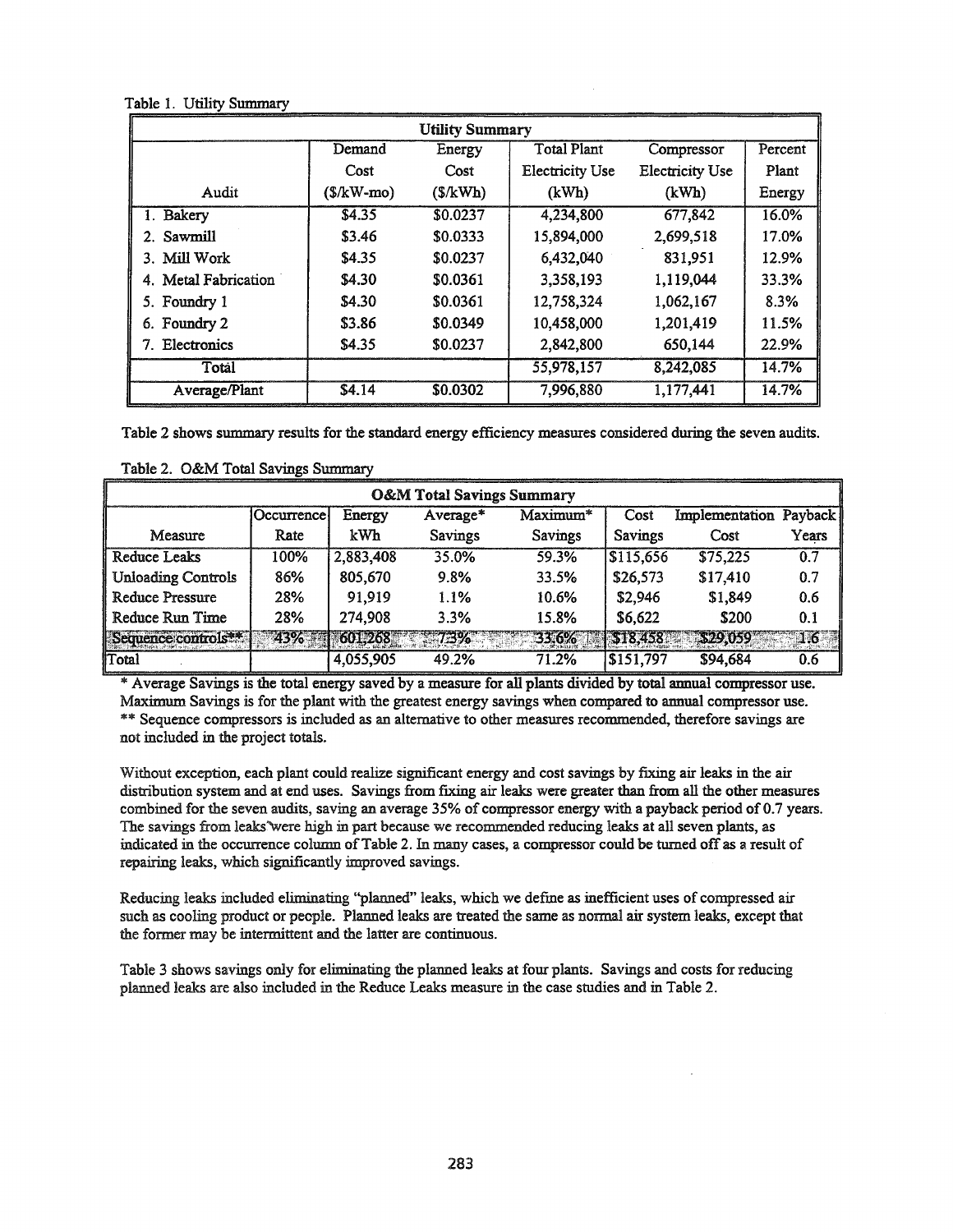Table 1. Utility Summary

| Utility Summary | | | | | |
|---|---|---|---|---|---|
| Audit | Demand Cost ($/kW-mo) | Energy Cost ($/kWh) | Total Plant Electricity Use (kWh) | Compressor Electricity Use (kWh) | Percent Plant Energy |
| 1. Bakery | $4.35 | $0.0237 | 4,234,800 | 677,842 | 16.0% |
| 2. Sawmill | $3.46 | $0.0333 | 15,894,000 | 2,699,518 | 17.0% |
| 3. Mill Work | $4.35 | $0.0237 | 6,432,040 | 831,951 | 12.9% |
| 4. Metal Fabrication | $4.30 | $0.0361 | 3,358,193 | 1,119,044 | 33.3% |
| 5. Foundry 1 | $4.30 | $0.0361 | 12,758,324 | 1,062,167 | 8.3% |
| 6. Foundry 2 | $3.86 | $0.0349 | 10,458,000 | 1,201,419 | 11.5% |
| 7. Electronics | $4.35 | $0.0237 | 2,842,800 | 650,144 | 22.9% |
| Total | | | 55,978,157 | 8,242,085 | 14.7% |
| Average/Plant | $4.14 | $0.0302 | 7,996,880 | 1,177,441 | 14.7% |

Table 2 shows summary results for the standard energy efficiency measures considered during the seven audits.

Table 2. O&M Total Savings Summary

| O&M Total Savings Summary | | | | | | | |
|---|---|---|---|---|---|---|---|
| Measure | Occurrence Rate | Energy kWh | Average* Savings | Maximum* Savings | Cost Savings | Implementation Cost | Payback Years |
| Reduce Leaks | 100% | 2,883,408 | 35.0% | 59.3% | $115,656 | $75,225 | 0.7 |
| Unloading Controls | 86% | 805,670 | 9.8% | 33.5% | $26,573 | $17,410 | 0.7 |
| Reduce Pressure | 28% | 91,919 | 1.1% | 10.6% | $2,946 | $1,849 | 0.6 |
| Reduce Run Time | 28% | 274,908 | 3.3% | 15.8% | $6,622 | $200 | 0.1 |
| Sequence controls** | 43% | 601,268 | 7.3% | 33.6% | $18,458 | $29,059 | 1.6 |
| Total | | 4,055,905 | 49.2% | 71.2% | $151,797 | $94,684 | 0.6 |

\* Average Savings is the total energy saved by a measure for all plants divided by total annual compressor use. Maximum Savings is for the plant with the greatest energy savings when compared to annual compressor use.
** Sequence compressors is included as an alternative to other measures recommended, therefore savings are not included in the project totals.

Without exception, each plant could realize significant energy and cost savings by fixing air leaks in the air distribution system and at end uses. Savings from fixing air leaks were greater than from all the other measures combined for the seven audits, saving an average 35% of compressor energy with a payback period of 0.7 years. The savings from leaks were high in part because we recommended reducing leaks at all seven plants, as indicated in the occurrence column of Table 2. In many cases, a compressor could be turned off as a result of repairing leaks, which significantly improved savings.

Reducing leaks included eliminating "planned" leaks, which we define as inefficient uses of compressed air such as cooling product or people. Planned leaks are treated the same as normal air system leaks, except that the former may be intermittent and the latter are continuous.

Table 3 shows savings only for eliminating the planned leaks at four plants. Savings and costs for reducing planned leaks are also included in the Reduce Leaks measure in the case studies and in Table 2.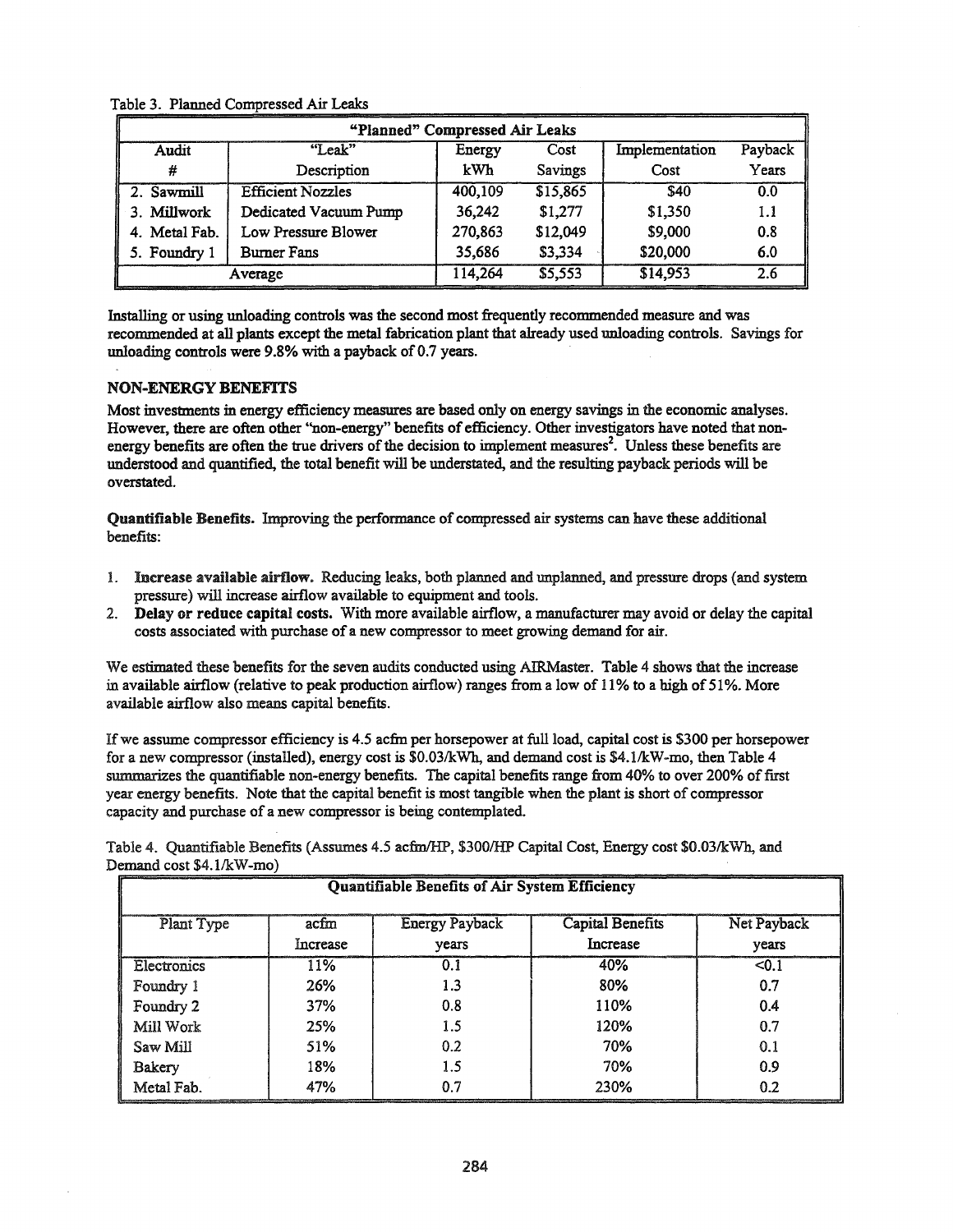Table 3. Planned Compressed Air Leaks

| "Planned" Compressed Air Leaks | | | | | |
|---|---|---|---|---|---|
| Audit # | "Leak" Description | Energy kWh | Cost Savings | Implementation Cost | Payback Years |
| 2. Sawmill | Efficient Nozzles | 400,109 | $15,865 | $40 | 0.0 |
| 3. Millwork | Dedicated Vacuum Pump | 36,242 | $1,277 | $1,350 | 1.1 |
| 4. Metal Fab. | Low Pressure Blower | 270,863 | $12,049 | $9,000 | 0.8 |
| 5. Foundry 1 | Burner Fans | 35,686 | $3,334 | $20,000 | 6.0 |
| Average | | 114,264 | $5,553 | $14,953 | 2.6 |

Installing or using unloading controls was the second most frequently recommended measure and was recommended at all plants except the metal fabrication plant that already used unloading controls. Savings for unloading controls were 9.8% with a payback of 0.7 years.

## NON-ENERGY BENEFITS

Most investments in energy efficiency measures are based only on energy savings in the economic analyses. However, there are often other "non-energy" benefits of efficiency. Other investigators have noted that non-energy benefits are often the true drivers of the decision to implement measures[2]. Unless these benefits are understood and quantified, the total benefit will be understated, and the resulting payback periods will be overstated.

**Quantifiable Benefits.** Improving the performance of compressed air systems can have these additional benefits:

1. **Increase available airflow.** Reducing leaks, both planned and unplanned, and pressure drops (and system pressure) will increase airflow available to equipment and tools.
2. **Delay or reduce capital costs.** With more available airflow, a manufacturer may avoid or delay the capital costs associated with purchase of a new compressor to meet growing demand for air.

We estimated these benefits for the seven audits conducted using AIRMaster. Table 4 shows that the increase in available airflow (relative to peak production airflow) ranges from a low of 11% to a high of 51%. More available airflow also means capital benefits.

If we assume compressor efficiency is 4.5 acfm per horsepower at full load, capital cost is $300 per horsepower for a new compressor (installed), energy cost is $0.03/kWh, and demand cost is $4.1/kW-mo, then Table 4 summarizes the quantifiable non-energy benefits. The capital benefits range from 40% to over 200% of first year energy benefits. Note that the capital benefit is most tangible when the plant is short of compressor capacity and purchase of a new compressor is being contemplated.

Table 4. Quantifiable Benefits (Assumes 4.5 acfm/HP, $300/HP Capital Cost, Energy cost $0.03/kWh, and Demand cost $4.1/kW-mo)

| Quantifiable Benefits of Air System Efficiency | | | | |
|---|---|---|---|---|
| Plant Type | acfm Increase | Energy Payback years | Capital Benefits Increase | Net Payback years |
| Electronics | 11% | 0.1 | 40% | <0.1 |
| Foundry 1 | 26% | 1.3 | 80% | 0.7 |
| Foundry 2 | 37% | 0.8 | 110% | 0.4 |
| Mill Work | 25% | 1.5 | 120% | 0.7 |
| Saw Mill | 51% | 0.2 | 70% | 0.1 |
| Bakery | 18% | 1.5 | 70% | 0.9 |
| Metal Fab. | 47% | 0.7 | 230% | 0.2 |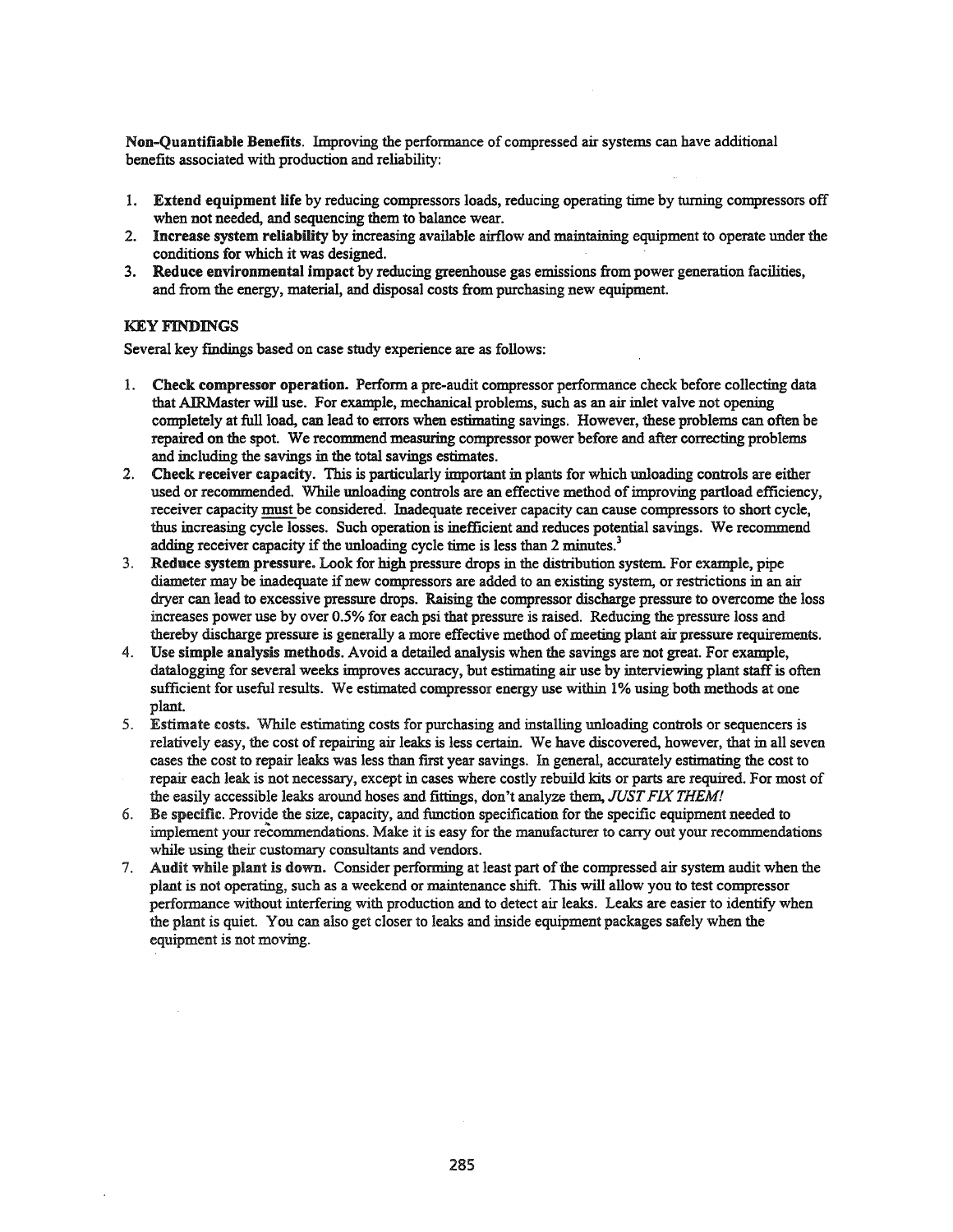**Non-Quantifiable Benefits.** Improving the performance of compressed air systems can have additional benefits associated with production and reliability:

1. **Extend equipment life** by reducing compressors loads, reducing operating time by turning compressors off when not needed, and sequencing them to balance wear.
2. **Increase system reliability** by increasing available airflow and maintaining equipment to operate under the conditions for which it was designed.
3. **Reduce environmental impact** by reducing greenhouse gas emissions from power generation facilities, and from the energy, material, and disposal costs from purchasing new equipment.

## KEY FINDINGS

Several key findings based on case study experience are as follows:

1. **Check compressor operation.** Perform a pre-audit compressor performance check before collecting data that AIRMaster will use. For example, mechanical problems, such as an air inlet valve not opening completely at full load, can lead to errors when estimating savings. However, these problems can often be repaired on the spot. We recommend measuring compressor power before and after correcting problems and including the savings in the total savings estimates.
2. **Check receiver capacity.** This is particularly important in plants for which unloading controls are either used or recommended. While unloading controls are an effective method of improving partload efficiency, receiver capacity must be considered. Inadequate receiver capacity can cause compressors to short cycle, thus increasing cycle losses. Such operation is inefficient and reduces potential savings. We recommend adding receiver capacity if the unloading cycle time is less than 2 minutes.[3]
3. **Reduce system pressure.** Look for high pressure drops in the distribution system. For example, pipe diameter may be inadequate if new compressors are added to an existing system, or restrictions in an air dryer can lead to excessive pressure drops. Raising the compressor discharge pressure to overcome the loss increases power use by over 0.5% for each psi that pressure is raised. Reducing the pressure loss and thereby discharge pressure is generally a more effective method of meeting plant air pressure requirements.
4. **Use simple analysis methods.** Avoid a detailed analysis when the savings are not great. For example, datalogging for several weeks improves accuracy, but estimating air use by interviewing plant staff is often sufficient for useful results. We estimated compressor energy use within 1% using both methods at one plant.
5. **Estimate costs.** While estimating costs for purchasing and installing unloading controls or sequencers is relatively easy, the cost of repairing air leaks is less certain. We have discovered, however, that in all seven cases the cost to repair leaks was less than first year savings. In general, accurately estimating the cost to repair each leak is not necessary, except in cases where costly rebuild kits or parts are required. For most of the easily accessible leaks around hoses and fittings, don't analyze them, *JUST FIX THEM!*
6. **Be specific.** Provide the size, capacity, and function specification for the specific equipment needed to implement your recommendations. Make it is easy for the manufacturer to carry out your recommendations while using their customary consultants and vendors.
7. **Audit while plant is down.** Consider performing at least part of the compressed air system audit when the plant is not operating, such as a weekend or maintenance shift. This will allow you to test compressor performance without interfering with production and to detect air leaks. Leaks are easier to identify when the plant is quiet. You can also get closer to leaks and inside equipment packages safely when the equipment is not moving.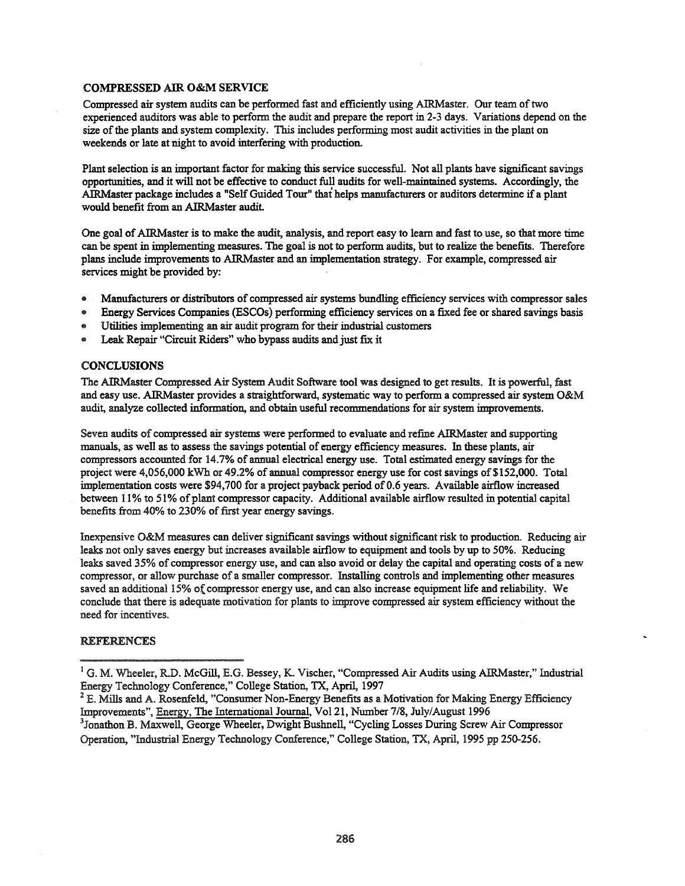## COMPRESSED AIR O&M SERVICE

Compressed air system audits can be performed fast and efficiently using AIRMaster. Our team of two experienced auditors was able to perform the audit and prepare the report in 2-3 days. Variations depend on the size of the plants and system complexity. This includes performing most audit activities in the plant on weekends or late at night to avoid interfering with production.

Plant selection is an important factor for making this service successful. Not all plants have significant savings opportunities, and it will not be effective to conduct full audits for well-maintained systems. Accordingly, the AIRMaster package includes a "Self Guided Tour" that helps manufacturers or auditors determine if a plant would benefit from an AIRMaster audit.

One goal of AIRMaster is to make the audit, analysis, and report easy to learn and fast to use, so that more time can be spent in implementing measures. The goal is not to perform audits, but to realize the benefits. Therefore plans include improvements to AIRMaster and an implementation strategy. For example, compressed air services might be provided by:

- Manufacturers or distributors of compressed air systems bundling efficiency services with compressor sales
- Energy Services Companies (ESCOs) performing efficiency services on a fixed fee or shared savings basis
- Utilities implementing an air audit program for their industrial customers
- Leak Repair "Circuit Riders" who bypass audits and just fix it

## CONCLUSIONS

The AIRMaster Compressed Air System Audit Software tool was designed to get results. It is powerful, fast and easy use. AIRMaster provides a straightforward, systematic way to perform a compressed air system O&M audit, analyze collected information, and obtain useful recommendations for air system improvements.

Seven audits of compressed air systems were performed to evaluate and refine AIRMaster and supporting manuals, as well as to assess the savings potential of energy efficiency measures. In these plants, air compressors accounted for 14.7% of annual electrical energy use. Total estimated energy savings for the project were 4,056,000 kWh or 49.2% of annual compressor energy use for cost savings of $152,000. Total implementation costs were $94,700 for a project payback period of 0.6 years. Available airflow increased between 11% to 51% of plant compressor capacity. Additional available airflow resulted in potential capital benefits from 40% to 230% of first year energy savings.

Inexpensive O&M measures can deliver significant savings without significant risk to production. Reducing air leaks not only saves energy but increases available airflow to equipment and tools by up to 50%. Reducing leaks saved 35% of compressor energy use, and can also avoid or delay the capital and operating costs of a new compressor, or allow purchase of a smaller compressor. Installing controls and implementing other measures saved an additional 15% of compressor energy use, and can also increase equipment life and reliability. We conclude that there is adequate motivation for plants to improve compressed air system efficiency without the need for incentives.

## REFERENCES

[1] G. M. Wheeler, R.D. McGill, E.G. Bessey, K. Vischer, "Compressed Air Audits using AIRMaster," Industrial Energy Technology Conference," College Station, TX, April, 1997

[2] E. Mills and A. Rosenfeld, "Consumer Non-Energy Benefits as a Motivation for Making Energy Efficiency Improvements", Energy, The International Journal, Vol 21, Number 7/8, July/August 1996

[3] Jonathon B. Maxwell, George Wheeler, Dwight Bushnell, "Cycling Losses During Screw Air Compressor Operation, "Industrial Energy Technology Conference," College Station, TX, April, 1995 pp 250-256.